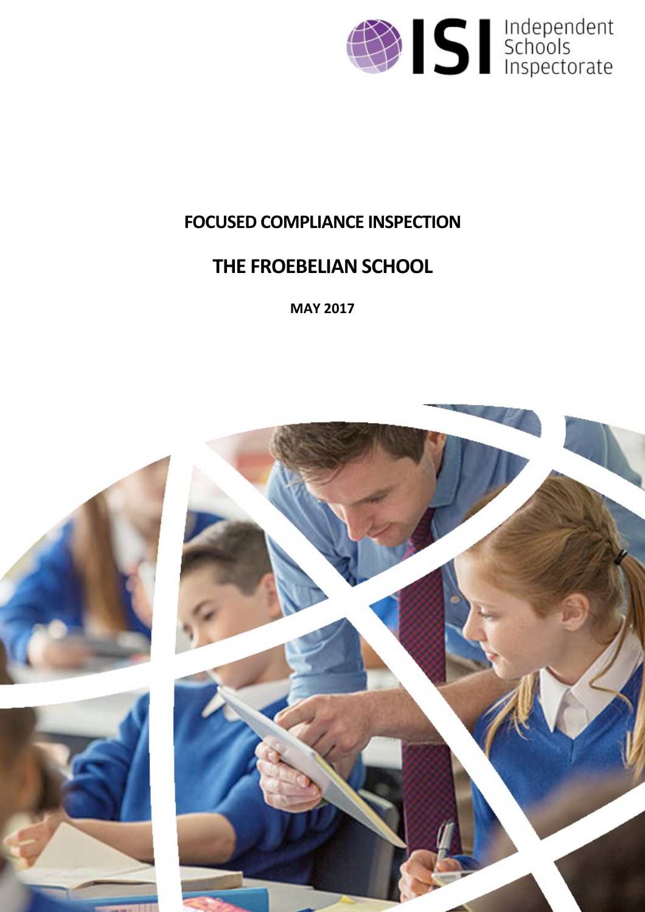Independent Schools Inspectorate

# FOCUSED COMPLIANCE INSPECTION

# THE FROEBELIAN SCHOOL

**MAY 2017**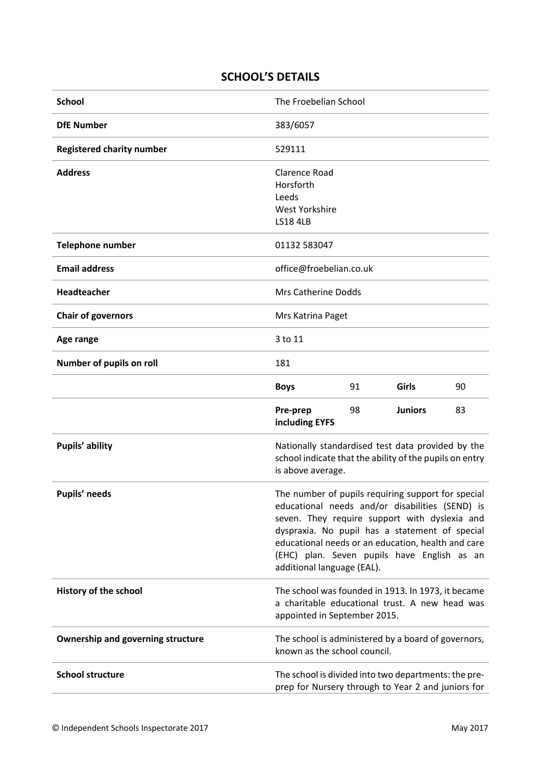## SCHOOL'S DETAILS

| | | | | |
|---|---|---|---|---|
| **School** | The Froebelian School | | | |
| **DfE Number** | 383/6057 | | | |
| **Registered charity number** | 529111 | | | |
| **Address** | Clarence Road<br>Horsforth<br>Leeds<br>West Yorkshire<br>LS18 4LB | | | |
| **Telephone number** | 01132 583047 | | | |
| **Email address** | office@froebelian.co.uk | | | |
| **Headteacher** | Mrs Catherine Dodds | | | |
| **Chair of governors** | Mrs Katrina Paget | | | |
| **Age range** | 3 to 11 | | | |
| **Number of pupils on roll** | 181 | | | |
| | **Boys** | 91 | **Girls** | 90 |
| | **Pre-prep including EYFS** | 98 | **Juniors** | 83 |
| **Pupils' ability** | Nationally standardised test data provided by the school indicate that the ability of the pupils on entry is above average. | | | |
| **Pupils' needs** | The number of pupils requiring support for special educational needs and/or disabilities (SEND) is seven. They require support with dyslexia and dyspraxia. No pupil has a statement of special educational needs or an education, health and care (EHC) plan. Seven pupils have English as an additional language (EAL). | | | |
| **History of the school** | The school was founded in 1913. In 1973, it became a charitable educational trust. A new head was appointed in September 2015. | | | |
| **Ownership and governing structure** | The school is administered by a board of governors, known as the school council. | | | |
| **School structure** | The school is divided into two departments: the pre-prep for Nursery through to Year 2 and juniors for | | | |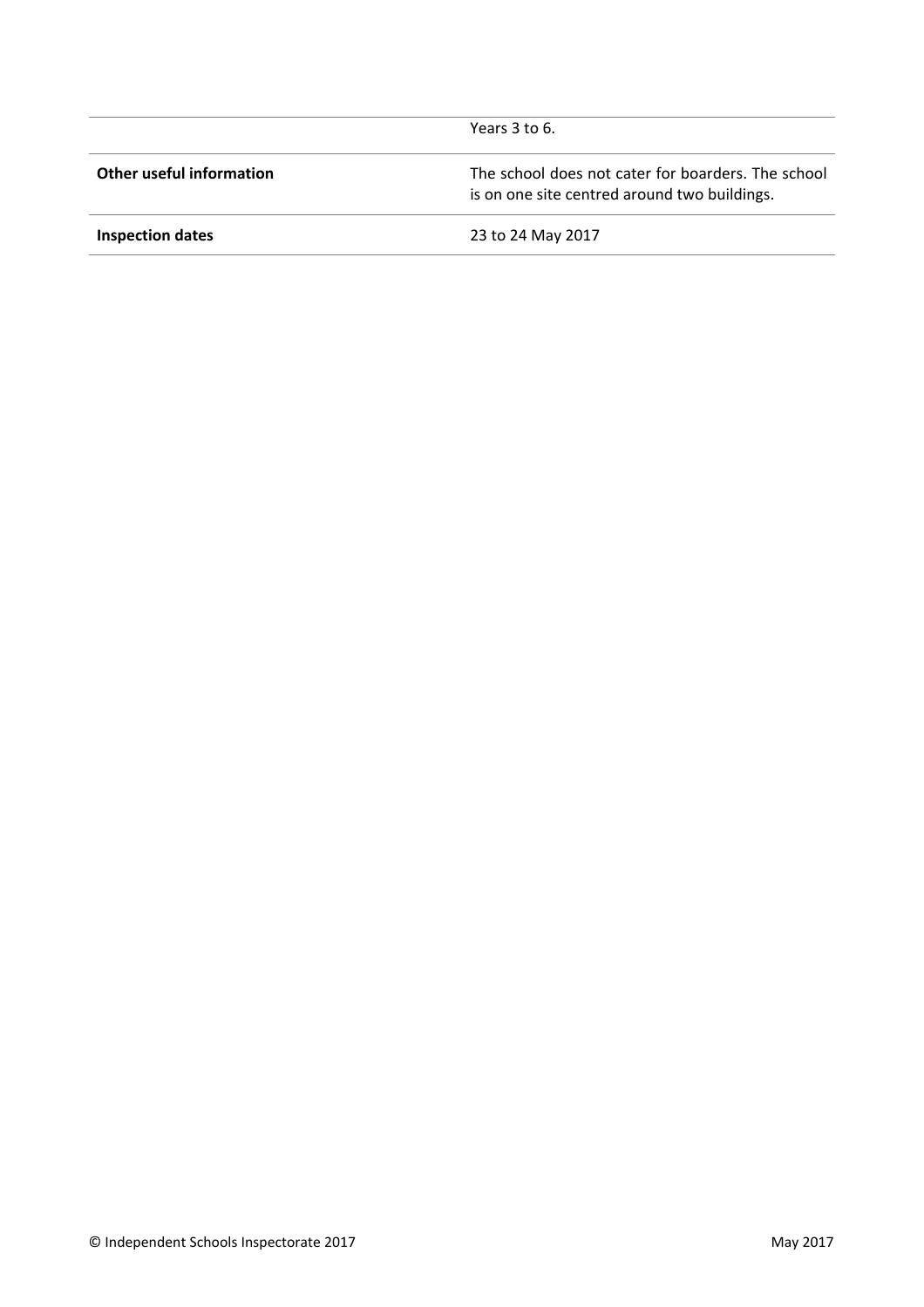| | |
|---|---|
| | Years 3 to 6. |
| **Other useful information** | The school does not cater for boarders. The school is on one site centred around two buildings. |
| **Inspection dates** | 23 to 24 May 2017 |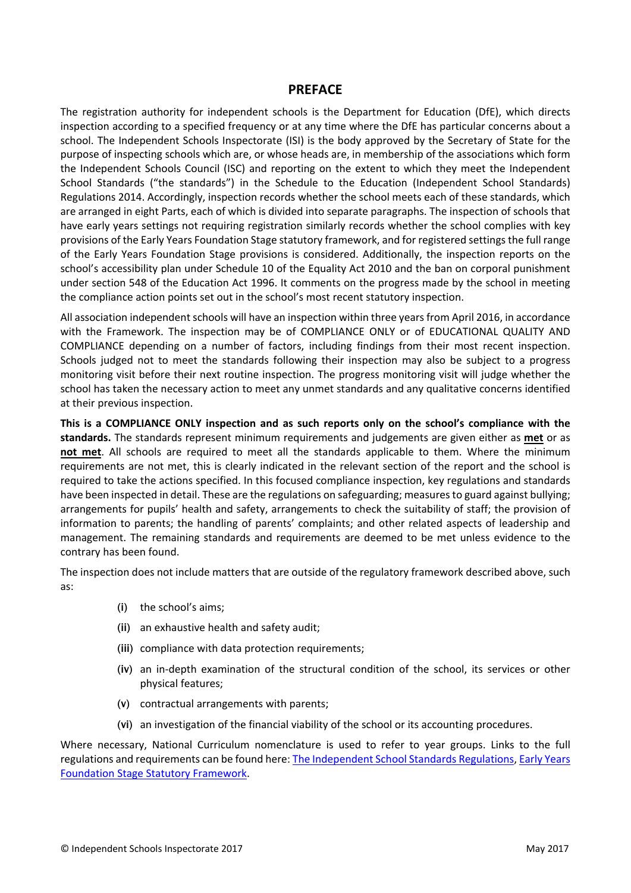## PREFACE

The registration authority for independent schools is the Department for Education (DfE), which directs inspection according to a specified frequency or at any time where the DfE has particular concerns about a school. The Independent Schools Inspectorate (ISI) is the body approved by the Secretary of State for the purpose of inspecting schools which are, or whose heads are, in membership of the associations which form the Independent Schools Council (ISC) and reporting on the extent to which they meet the Independent School Standards ("the standards") in the Schedule to the Education (Independent School Standards) Regulations 2014. Accordingly, inspection records whether the school meets each of these standards, which are arranged in eight Parts, each of which is divided into separate paragraphs. The inspection of schools that have early years settings not requiring registration similarly records whether the school complies with key provisions of the Early Years Foundation Stage statutory framework, and for registered settings the full range of the Early Years Foundation Stage provisions is considered. Additionally, the inspection reports on the school's accessibility plan under Schedule 10 of the Equality Act 2010 and the ban on corporal punishment under section 548 of the Education Act 1996. It comments on the progress made by the school in meeting the compliance action points set out in the school's most recent statutory inspection.

All association independent schools will have an inspection within three years from April 2016, in accordance with the Framework. The inspection may be of COMPLIANCE ONLY or of EDUCATIONAL QUALITY AND COMPLIANCE depending on a number of factors, including findings from their most recent inspection. Schools judged not to meet the standards following their inspection may also be subject to a progress monitoring visit before their next routine inspection. The progress monitoring visit will judge whether the school has taken the necessary action to meet any unmet standards and any qualitative concerns identified at their previous inspection.

**This is a COMPLIANCE ONLY inspection and as such reports only on the school's compliance with the standards.** The standards represent minimum requirements and judgements are given either as **met** or as **not met**. All schools are required to meet all the standards applicable to them. Where the minimum requirements are not met, this is clearly indicated in the relevant section of the report and the school is required to take the actions specified. In this focused compliance inspection, key regulations and standards have been inspected in detail. These are the regulations on safeguarding; measures to guard against bullying; arrangements for pupils' health and safety, arrangements to check the suitability of staff; the provision of information to parents; the handling of parents' complaints; and other related aspects of leadership and management. The remaining standards and requirements are deemed to be met unless evidence to the contrary has been found.

The inspection does not include matters that are outside of the regulatory framework described above, such as:

- (i) the school's aims;
- (ii) an exhaustive health and safety audit;
- (iii) compliance with data protection requirements;
- (iv) an in-depth examination of the structural condition of the school, its services or other physical features;
- (v) contractual arrangements with parents;
- (vi) an investigation of the financial viability of the school or its accounting procedures.

Where necessary, National Curriculum nomenclature is used to refer to year groups. Links to the full regulations and requirements can be found here: The Independent School Standards Regulations, Early Years Foundation Stage Statutory Framework.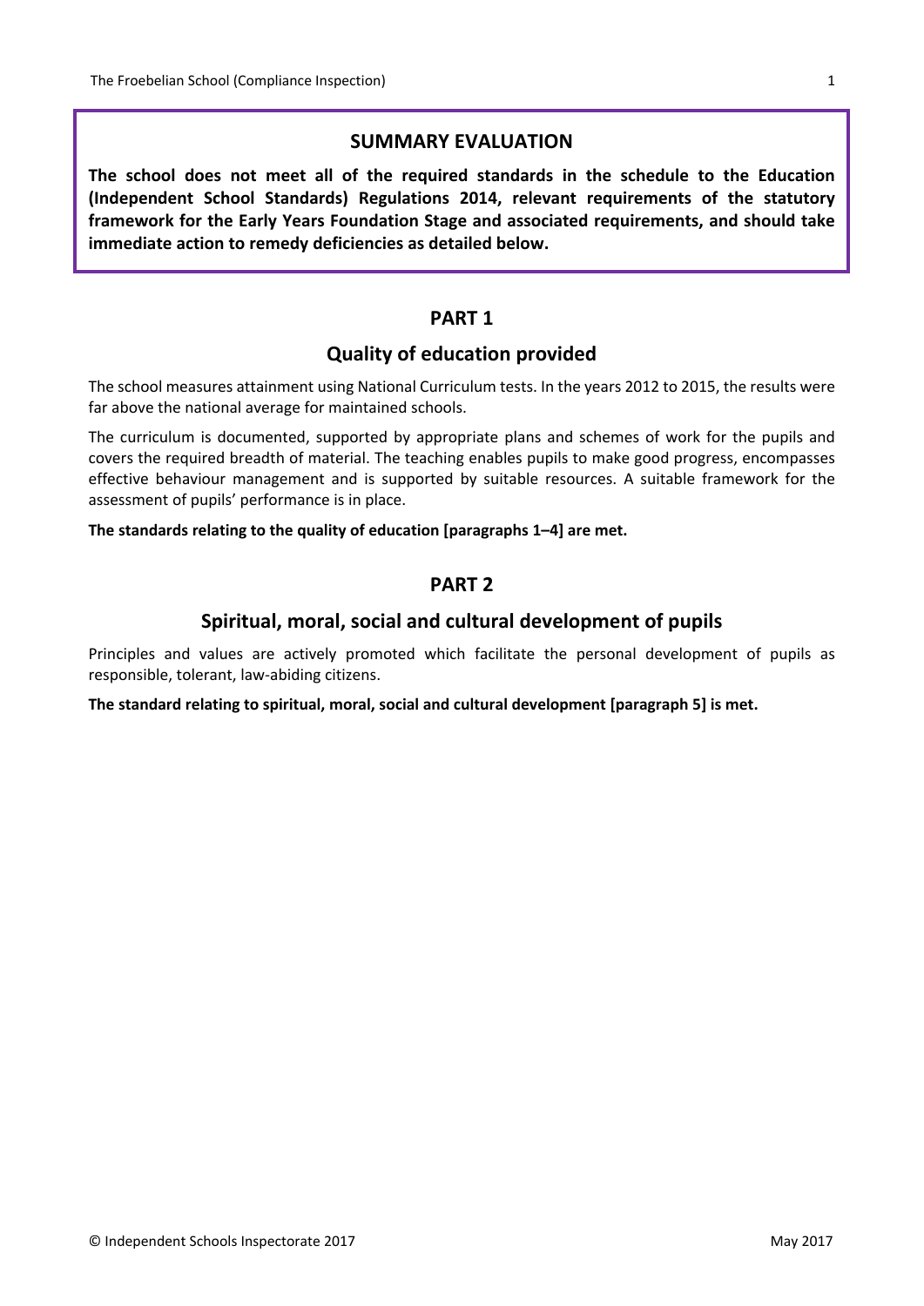## SUMMARY EVALUATION

**The school does not meet all of the required standards in the schedule to the Education (Independent School Standards) Regulations 2014, relevant requirements of the statutory framework for the Early Years Foundation Stage and associated requirements, and should take immediate action to remedy deficiencies as detailed below.**

## PART 1

## Quality of education provided

The school measures attainment using National Curriculum tests. In the years 2012 to 2015, the results were far above the national average for maintained schools.

The curriculum is documented, supported by appropriate plans and schemes of work for the pupils and covers the required breadth of material. The teaching enables pupils to make good progress, encompasses effective behaviour management and is supported by suitable resources. A suitable framework for the assessment of pupils' performance is in place.

**The standards relating to the quality of education [paragraphs 1–4] are met.**

## PART 2

## Spiritual, moral, social and cultural development of pupils

Principles and values are actively promoted which facilitate the personal development of pupils as responsible, tolerant, law-abiding citizens.

**The standard relating to spiritual, moral, social and cultural development [paragraph 5] is met.**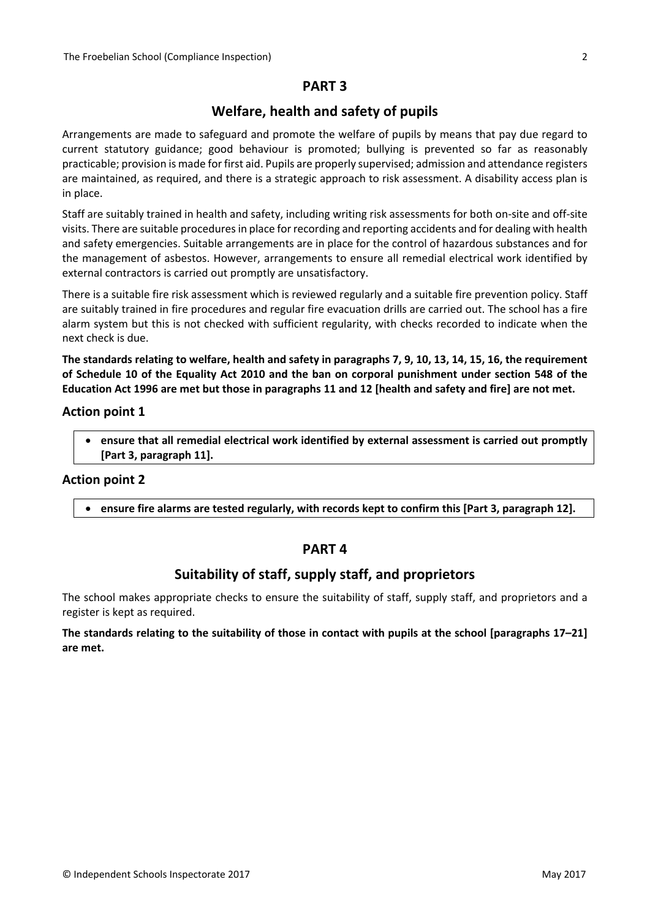## PART 3

## Welfare, health and safety of pupils

Arrangements are made to safeguard and promote the welfare of pupils by means that pay due regard to current statutory guidance; good behaviour is promoted; bullying is prevented so far as reasonably practicable; provision is made for first aid. Pupils are properly supervised; admission and attendance registers are maintained, as required, and there is a strategic approach to risk assessment. A disability access plan is in place.

Staff are suitably trained in health and safety, including writing risk assessments for both on-site and off-site visits. There are suitable procedures in place for recording and reporting accidents and for dealing with health and safety emergencies. Suitable arrangements are in place for the control of hazardous substances and for the management of asbestos. However, arrangements to ensure all remedial electrical work identified by external contractors is carried out promptly are unsatisfactory.

There is a suitable fire risk assessment which is reviewed regularly and a suitable fire prevention policy. Staff are suitably trained in fire procedures and regular fire evacuation drills are carried out. The school has a fire alarm system but this is not checked with sufficient regularity, with checks recorded to indicate when the next check is due.

**The standards relating to welfare, health and safety in paragraphs 7, 9, 10, 13, 14, 15, 16, the requirement of Schedule 10 of the Equality Act 2010 and the ban on corporal punishment under section 548 of the Education Act 1996 are met but those in paragraphs 11 and 12 [health and safety and fire] are not met.**

### Action point 1

- **ensure that all remedial electrical work identified by external assessment is carried out promptly [Part 3, paragraph 11].**

### Action point 2

- **ensure fire alarms are tested regularly, with records kept to confirm this [Part 3, paragraph 12].**

## PART 4

## Suitability of staff, supply staff, and proprietors

The school makes appropriate checks to ensure the suitability of staff, supply staff, and proprietors and a register is kept as required.

**The standards relating to the suitability of those in contact with pupils at the school [paragraphs 17–21] are met.**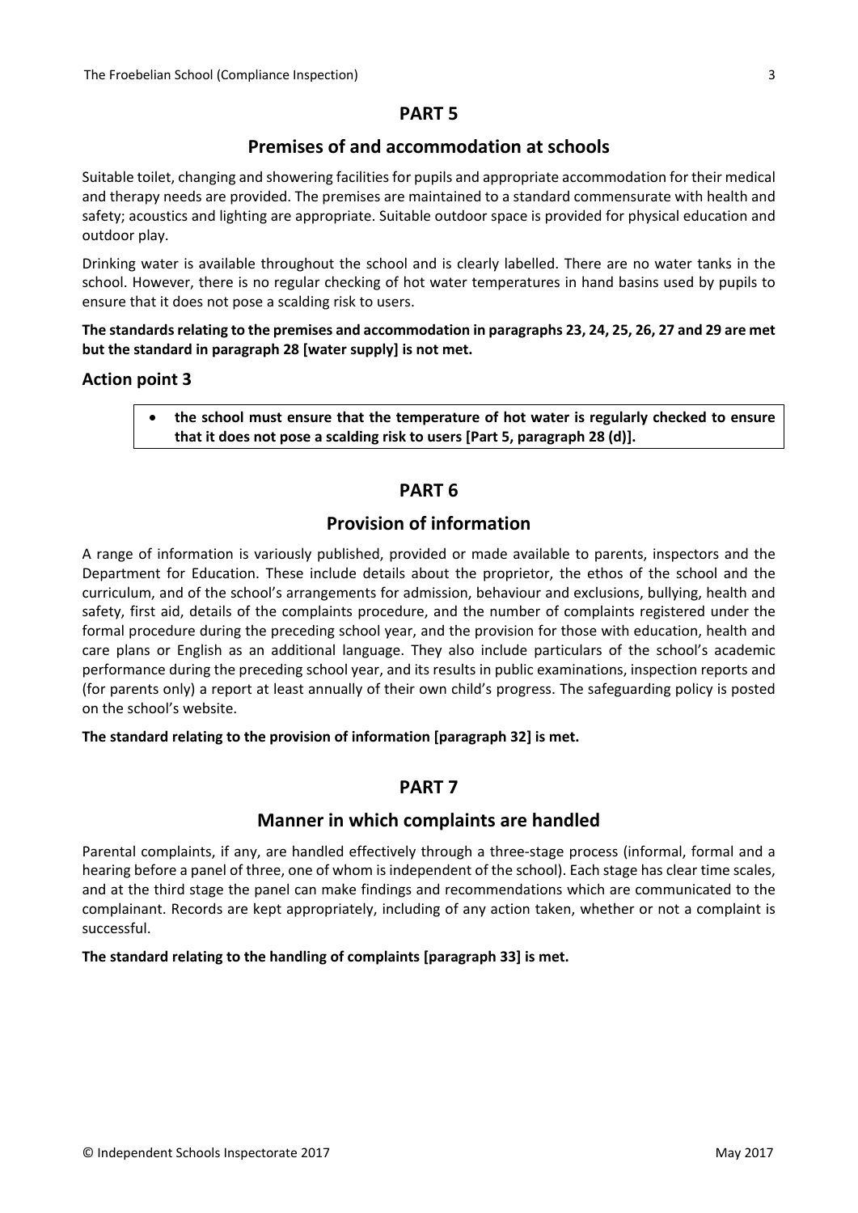## PART 5

## Premises of and accommodation at schools

Suitable toilet, changing and showering facilities for pupils and appropriate accommodation for their medical and therapy needs are provided. The premises are maintained to a standard commensurate with health and safety; acoustics and lighting are appropriate. Suitable outdoor space is provided for physical education and outdoor play.

Drinking water is available throughout the school and is clearly labelled. There are no water tanks in the school. However, there is no regular checking of hot water temperatures in hand basins used by pupils to ensure that it does not pose a scalding risk to users.

**The standards relating to the premises and accommodation in paragraphs 23, 24, 25, 26, 27 and 29 are met but the standard in paragraph 28 [water supply] is not met.**

### Action point 3

- **the school must ensure that the temperature of hot water is regularly checked to ensure that it does not pose a scalding risk to users [Part 5, paragraph 28 (d)].**

## PART 6

## Provision of information

A range of information is variously published, provided or made available to parents, inspectors and the Department for Education. These include details about the proprietor, the ethos of the school and the curriculum, and of the school's arrangements for admission, behaviour and exclusions, bullying, health and safety, first aid, details of the complaints procedure, and the number of complaints registered under the formal procedure during the preceding school year, and the provision for those with education, health and care plans or English as an additional language. They also include particulars of the school's academic performance during the preceding school year, and its results in public examinations, inspection reports and (for parents only) a report at least annually of their own child's progress. The safeguarding policy is posted on the school's website.

**The standard relating to the provision of information [paragraph 32] is met.**

## PART 7

## Manner in which complaints are handled

Parental complaints, if any, are handled effectively through a three-stage process (informal, formal and a hearing before a panel of three, one of whom is independent of the school). Each stage has clear time scales, and at the third stage the panel can make findings and recommendations which are communicated to the complainant. Records are kept appropriately, including of any action taken, whether or not a complaint is successful.

**The standard relating to the handling of complaints [paragraph 33] is met.**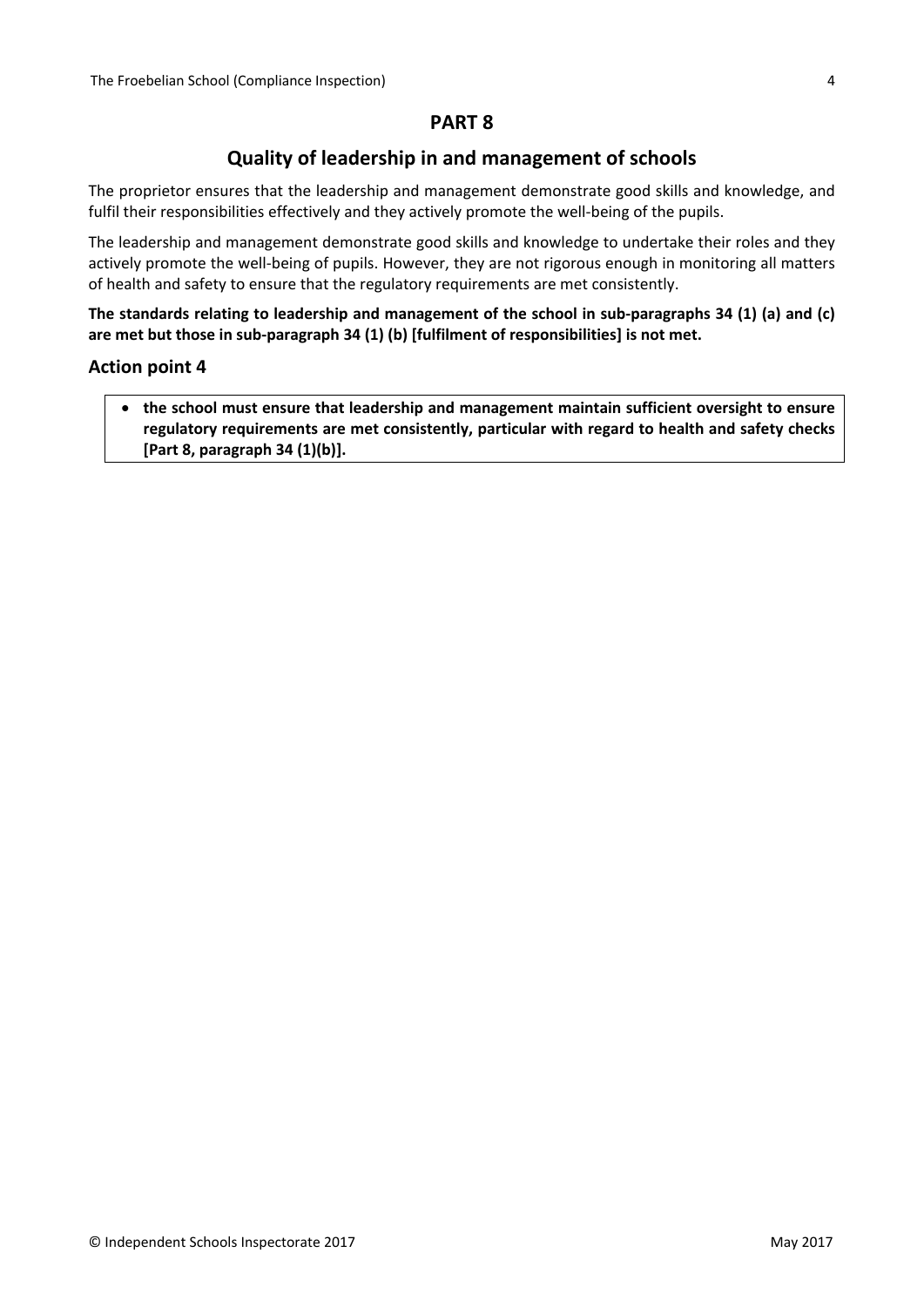## PART 8

### Quality of leadership in and management of schools

The proprietor ensures that the leadership and management demonstrate good skills and knowledge, and fulfil their responsibilities effectively and they actively promote the well-being of the pupils.

The leadership and management demonstrate good skills and knowledge to undertake their roles and they actively promote the well-being of pupils. However, they are not rigorous enough in monitoring all matters of health and safety to ensure that the regulatory requirements are met consistently.

**The standards relating to leadership and management of the school in sub-paragraphs 34 (1) (a) and (c) are met but those in sub-paragraph 34 (1) (b) [fulfilment of responsibilities] is not met.**

### Action point 4

- **the school must ensure that leadership and management maintain sufficient oversight to ensure regulatory requirements are met consistently, particular with regard to health and safety checks [Part 8, paragraph 34 (1)(b)].**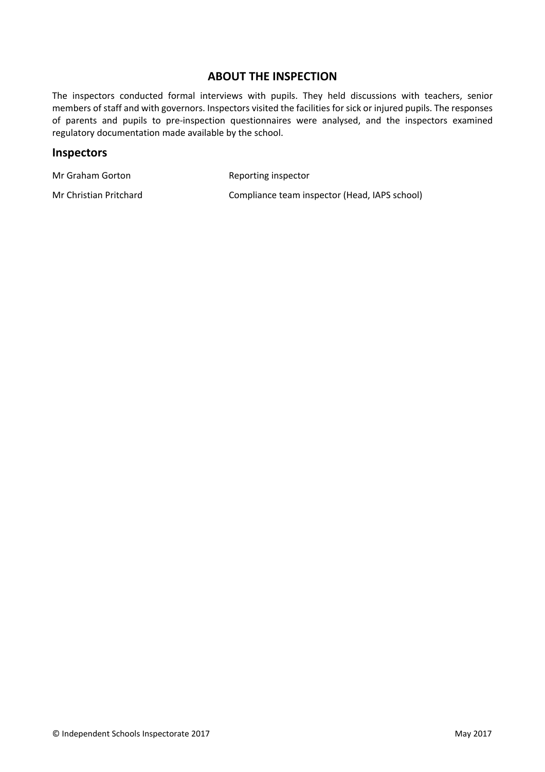# ABOUT THE INSPECTION

The inspectors conducted formal interviews with pupils. They held discussions with teachers, senior members of staff and with governors. Inspectors visited the facilities for sick or injured pupils. The responses of parents and pupils to pre-inspection questionnaires were analysed, and the inspectors examined regulatory documentation made available by the school.

## Inspectors

| | |
|---|---|
| Mr Graham Gorton | Reporting inspector |
| Mr Christian Pritchard | Compliance team inspector (Head, IAPS school) |